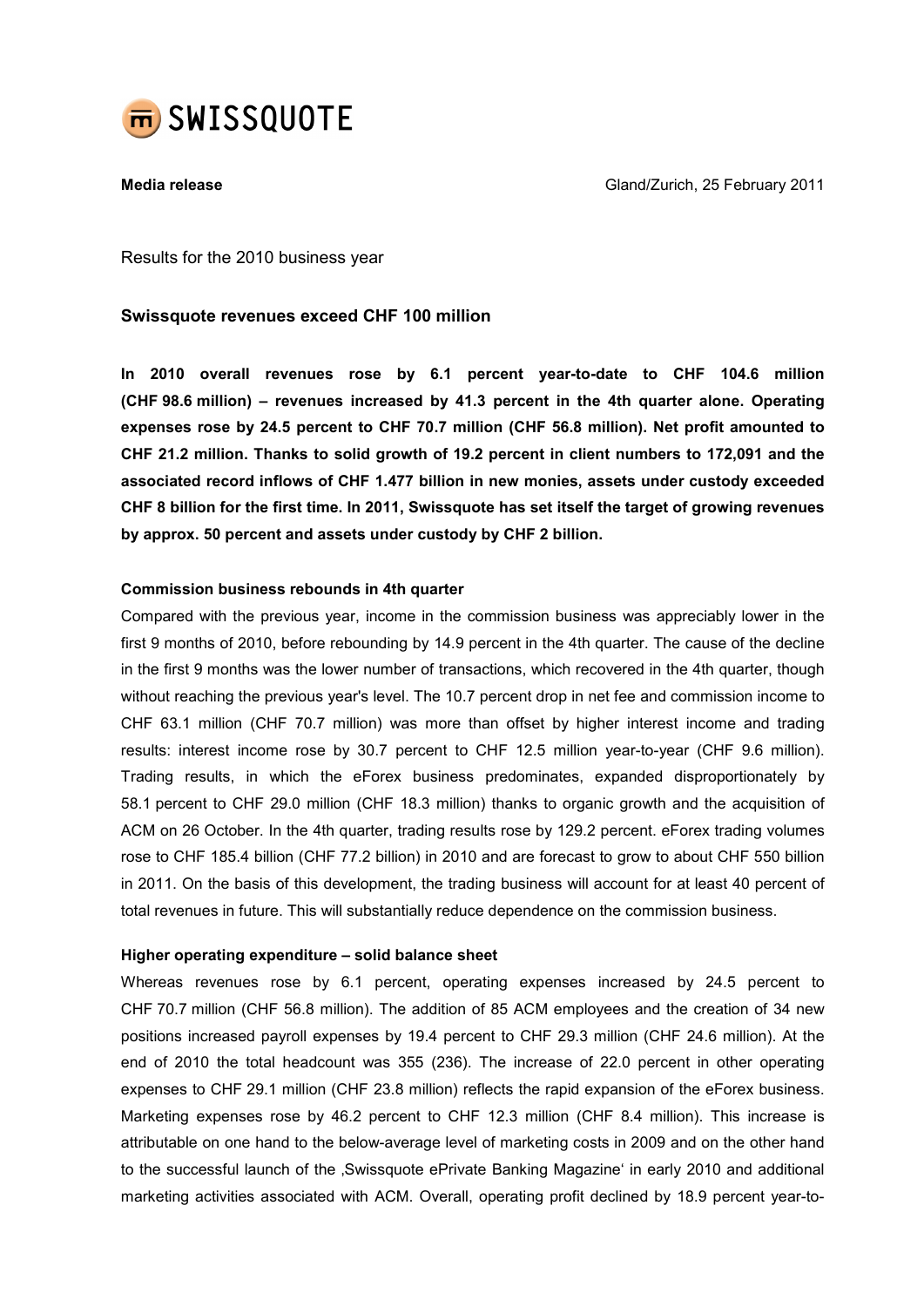# SWISSQUOTE

**Media release** Gland/Zurich, 25 February 2011

Results for the 2010 business year

### Swissquote revenues exceed CHF 100 million

**In 2010 overall revenues rose by 6.1 percent year-to-date to CHF 104.6 million (CHF 98.6 million) – revenues increased by 41.3 percent in the 4th quarter alone. Operating expenses rose by 24.5 percent to CHF 70.7 million (CHF 56.8 million). Net profit amounted to CHF 21.2 million. Thanks to solid growth of 19.2 percent in client numbers to 172,091 and the associated record inflows of CHF 1.477 billion in new monies, assets under custody exceeded CHF 8 billion for the first time. In 2011, Swissquote has set itself the target of growing revenues by approx. 50 percent and assets under custody by CHF 2 billion.**

#### Commission business rebounds in 4th quarter

Compared with the previous year, income in the commission business was appreciably lower in the first 9 months of 2010, before rebounding by 14.9 percent in the 4th quarter. The cause of the decline in the first 9 months was the lower number of transactions, which recovered in the 4th quarter, though without reaching the previous year's level. The 10.7 percent drop in net fee and commission income to CHF 63.1 million (CHF 70.7 million) was more than offset by higher interest income and trading results: interest income rose by 30.7 percent to CHF 12.5 million year-to-year (CHF 9.6 million). Trading results, in which the eForex business predominates, expanded disproportionately by 58.1 percent to CHF 29.0 million (CHF 18.3 million) thanks to organic growth and the acquisition of ACM on 26 October. In the 4th quarter, trading results rose by 129.2 percent. eForex trading volumes rose to CHF 185.4 billion (CHF 77.2 billion) in 2010 and are forecast to grow to about CHF 550 billion in 2011. On the basis of this development, the trading business will account for at least 40 percent of total revenues in future. This will substantially reduce dependence on the commission business.

#### Higher operating expenditure – solid balance sheet

Whereas revenues rose by 6.1 percent, operating expenses increased by 24.5 percent to CHF 70.7 million (CHF 56.8 million). The addition of 85 ACM employees and the creation of 34 new positions increased payroll expenses by 19.4 percent to CHF 29.3 million (CHF 24.6 million). At the end of 2010 the total headcount was 355 (236). The increase of 22.0 percent in other operating expenses to CHF 29.1 million (CHF 23.8 million) reflects the rapid expansion of the eForex business. Marketing expenses rose by 46.2 percent to CHF 12.3 million (CHF 8.4 million). This increase is attributable on one hand to the below-average level of marketing costs in 2009 and on the other hand to the successful launch of the ‚Swissquote ePrivate Banking Magazine‘ in early 2010 and additional marketing activities associated with ACM. Overall, operating profit declined by 18.9 percent year-to-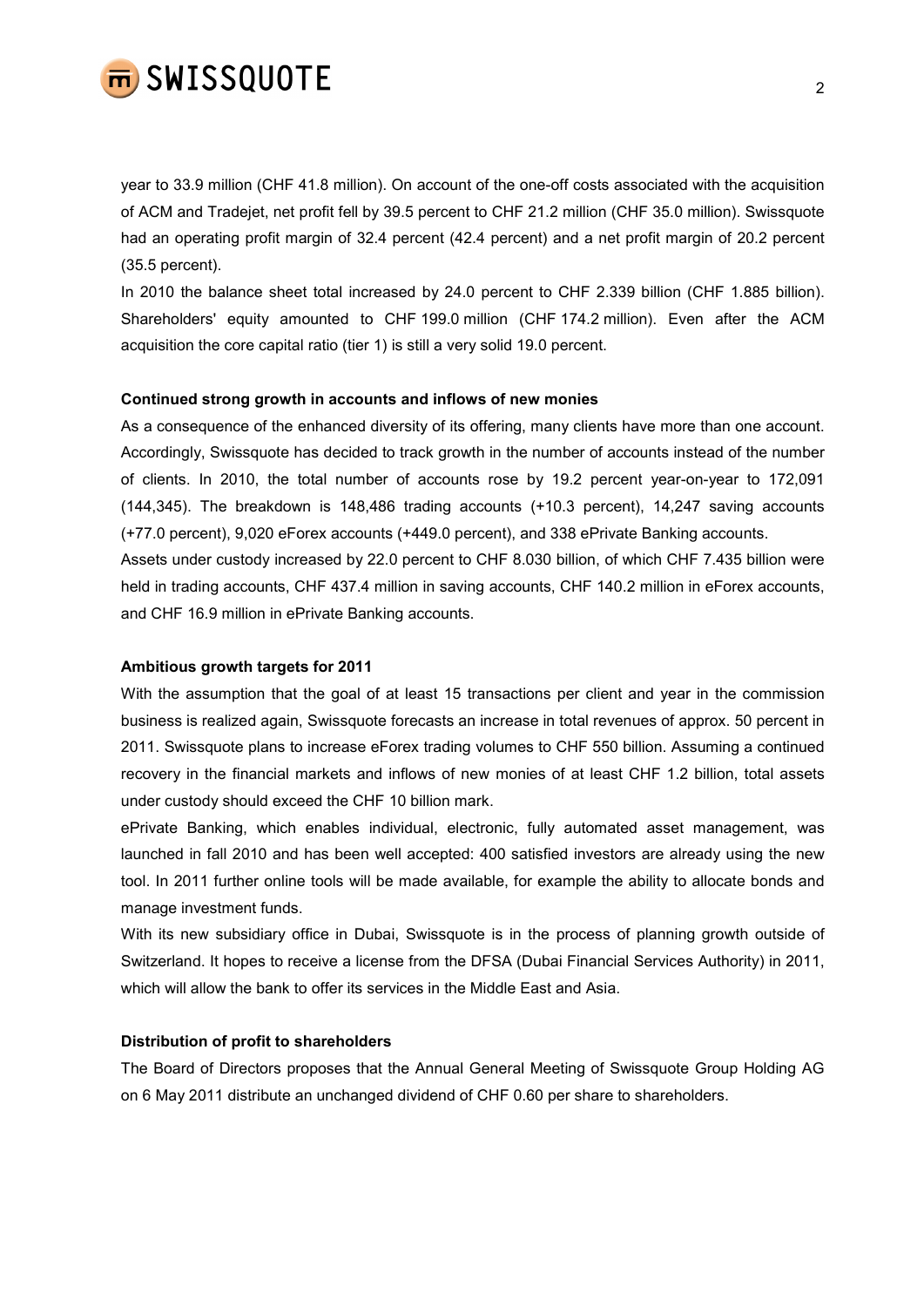year to 33.9 million (CHF 41.8 million). On account of the one-off costs associated with the acquisition of ACM and Tradejet, net profit fell by 39.5 percent to CHF 21.2 million (CHF 35.0 million). Swissquote had an operating profit margin of 32.4 percent (42.4 percent) and a net profit margin of 20.2 percent (35.5 percent).

In 2010 the balance sheet total increased by 24.0 percent to CHF 2.339 billion (CHF 1.885 billion). Shareholders' equity amounted to CHF 199.0 million (CHF 174.2 million). Even after the ACM acquisition the core capital ratio (tier 1) is still a very solid 19.0 percent.

**Continued strong growth in accounts and inflows of new monies**

As a consequence of the enhanced diversity of its offering, many clients have more than one account. Accordingly, Swissquote has decided to track growth in the number of accounts instead of the number of clients. In 2010, the total number of accounts rose by 19.2 percent year-on-year to 172,091 (144,345). The breakdown is 148,486 trading accounts (+10.3 percent), 14,247 saving accounts (+77.0 percent), 9,020 eForex accounts (+449.0 percent), and 338 ePrivate Banking accounts.

Assets under custody increased by 22.0 percent to CHF 8.030 billion, of which CHF 7.435 billion were held in trading accounts, CHF 437.4 million in saving accounts, CHF 140.2 million in eForex accounts, and CHF 16.9 million in ePrivate Banking accounts.

**Ambitious growth targets for 2011**

With the assumption that the goal of at least 15 transactions per client and year in the commission business is realized again, Swissquote forecasts an increase in total revenues of approx. 50 percent in 2011. Swissquote plans to increase eForex trading volumes to CHF 550 billion. Assuming a continued recovery in the financial markets and inflows of new monies of at least CHF 1.2 billion, total assets under custody should exceed the CHF 10 billion mark.

ePrivate Banking, which enables individual, electronic, fully automated asset management, was launched in fall 2010 and has been well accepted: 400 satisfied investors are already using the new tool. In 2011 further online tools will be made available, for example the ability to allocate bonds and manage investment funds.

With its new subsidiary office in Dubai, Swissquote is in the process of planning growth outside of Switzerland. It hopes to receive a license from the DFSA (Dubai Financial Services Authority) in 2011, which will allow the bank to offer its services in the Middle East and Asia.

**Distribution of profit to shareholders**

The Board of Directors proposes that the Annual General Meeting of Swissquote Group Holding AG on 6 May 2011 distribute an unchanged dividend of CHF 0.60 per share to shareholders.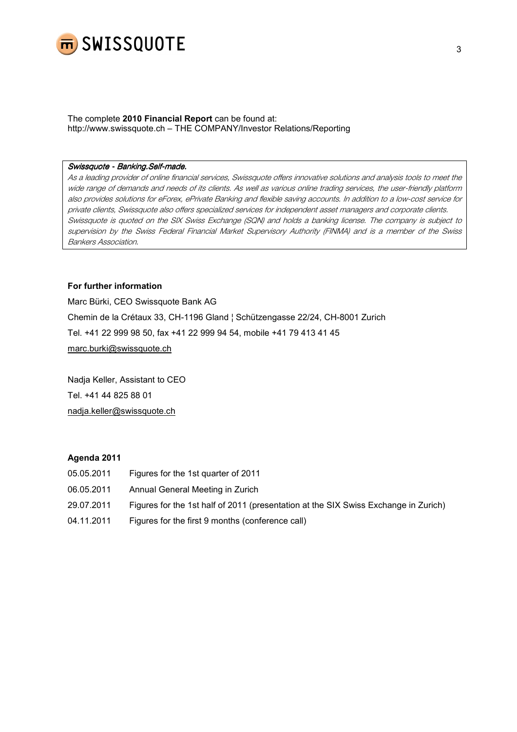The complete **2010 Financial Report** can be found at:
http://www.swissquote.ch – THE COMPANY/Investor Relations/Reporting

> *Swissquote - Banking.Self-made.*
> *As a leading provider of online financial services, Swissquote offers innovative solutions and analysis tools to meet the wide range of demands and needs of its clients. As well as various online trading services, the user-friendly platform also provides solutions for eForex, ePrivate Banking and flexible saving accounts. In addition to a low-cost service for private clients, Swissquote also offers specialized services for independent asset managers and corporate clients. Swissquote is quoted on the SIX Swiss Exchange (SQN) and holds a banking license. The company is subject to supervision by the Swiss Federal Financial Market Supervisory Authority (FINMA) and is a member of the Swiss Bankers Association.*

**For further information**

Marc Bürki, CEO Swissquote Bank AG
Chemin de la Crétaux 33, CH-1196 Gland ¦ Schützengasse 22/24, CH-8001 Zurich
Tel. +41 22 999 98 50, fax +41 22 999 94 54, mobile +41 79 413 41 45
marc.burki@swissquote.ch

Nadja Keller, Assistant to CEO
Tel. +41 44 825 88 01
nadja.keller@swissquote.ch

**Agenda 2011**

| | |
|---|---|
| 05.05.2011 | Figures for the 1st quarter of 2011 |
| 06.05.2011 | Annual General Meeting in Zurich |
| 29.07.2011 | Figures for the 1st half of 2011 (presentation at the SIX Swiss Exchange in Zurich) |
| 04.11.2011 | Figures for the first 9 months (conference call) |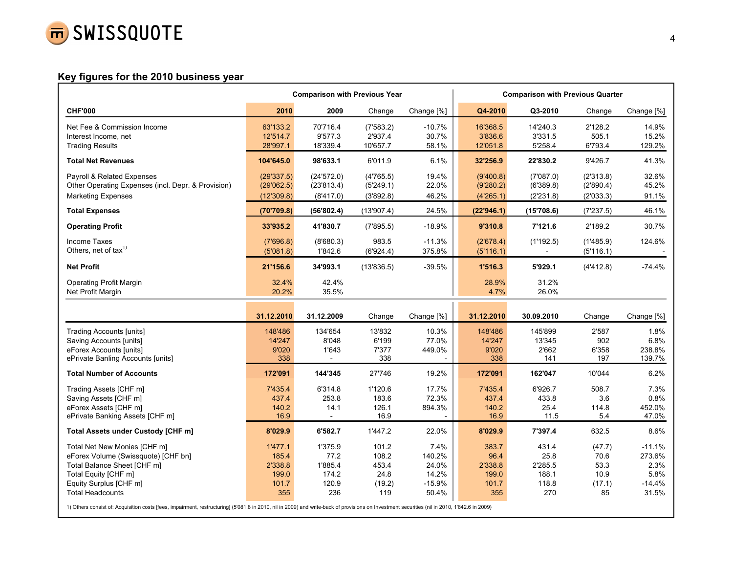## Key figures for the 2010 business year

| CHF'000 | Comparison with Previous Year | | | | Comparison with Previous Quarter | | | |
|---|---|---|---|---|---|---|---|---|
| | 2010 | 2009 | Change | Change [%] | Q4-2010 | Q3-2010 | Change | Change [%] |
| Net Fee & Commission Income | 63'133.2 | 70'716.4 | (7'583.2) | -10.7% | 16'368.5 | 14'240.3 | 2'128.2 | 14.9% |
| Interest Income, net | 12'514.7 | 9'577.3 | 2'937.4 | 30.7% | 3'836.6 | 3'331.5 | 505.1 | 15.2% |
| Trading Results | 28'997.1 | 18'339.4 | 10'657.7 | 58.1% | 12'051.8 | 5'258.4 | 6'793.4 | 129.2% |
| **Total Net Revenues** | **104'645.0** | **98'633.1** | 6'011.9 | 6.1% | **32'256.9** | **22'830.2** | 9'426.7 | 41.3% |
| Payroll & Related Expenses | (29'337.5) | (24'572.0) | (4'765.5) | 19.4% | (9'400.8) | (7'087.0) | (2'313.8) | 32.6% |
| Other Operating Expenses (incl. Depr. & Provision) | (29'062.5) | (23'813.4) | (5'249.1) | 22.0% | (9'280.2) | (6'389.8) | (2'890.4) | 45.2% |
| Marketing Expenses | (12'309.8) | (8'417.0) | (3'892.8) | 46.2% | (4'265.1) | (2'231.8) | (2'033.3) | 91.1% |
| **Total Expenses** | **(70'709.8)** | **(56'802.4)** | (13'907.4) | 24.5% | **(22'946.1)** | **(15'708.6)** | (7'237.5) | 46.1% |
| **Operating Profit** | **33'935.2** | **41'830.7** | (7'895.5) | -18.9% | **9'310.8** | **7'121.6** | 2'189.2 | 30.7% |
| Income Taxes | (7'696.8) | (8'680.3) | 983.5 | -11.3% | (2'678.4) | (1'192.5) | (1'485.9) | 124.6% |
| Others, net of tax [1] | (5'081.8) | 1'842.6 | (6'924.4) | 375.8% | (5'116.1) | - | (5'116.1) | - |
| **Net Profit** | **21'156.6** | **34'993.1** | (13'836.5) | -39.5% | **1'516.3** | **5'929.1** | (4'412.8) | -74.4% |
| Operating Profit Margin | 32.4% | 42.4% | | | 28.9% | 31.2% | | |
| Net Profit Margin | 20.2% | 35.5% | | | 4.7% | 26.0% | | |
| | **31.12.2010** | **31.12.2009** | Change | Change [%] | **31.12.2010** | **30.09.2010** | Change | Change [%] |
| Trading Accounts [units] | 148'486 | 134'654 | 13'832 | 10.3% | 148'486 | 145'899 | 2'587 | 1.8% |
| Saving Accounts [units] | 14'247 | 8'048 | 6'199 | 77.0% | 14'247 | 13'345 | 902 | 6.8% |
| eForex Accounts [units] | 9'020 | 1'643 | 7'377 | 449.0% | 9'020 | 2'662 | 6'358 | 238.8% |
| ePrivate Banling Accounts [units] | 338 | - | 338 | - | 338 | 141 | 197 | 139.7% |
| **Total Number of Accounts** | **172'091** | **144'345** | 27'746 | 19.2% | **172'091** | **162'047** | 10'044 | 6.2% |
| Trading Assets [CHF m] | 7'435.4 | 6'314.8 | 1'120.6 | 17.7% | 7'435.4 | 6'926.7 | 508.7 | 7.3% |
| Saving Assets [CHF m] | 437.4 | 253.8 | 183.6 | 72.3% | 437.4 | 433.8 | 3.6 | 0.8% |
| eForex Assets [CHF m] | 140.2 | 14.1 | 126.1 | 894.3% | 140.2 | 25.4 | 114.8 | 452.0% |
| ePrivate Banking Assets [CHF m] | 16.9 | - | 16.9 | - | 16.9 | 11.5 | 5.4 | 47.0% |
| **Total Assets under Custody [CHF m]** | **8'029.9** | **6'582.7** | 1'447.2 | 22.0% | **8'029.9** | **7'397.4** | 632.5 | 8.6% |
| Total Net New Monies [CHF m] | 1'477.1 | 1'375.9 | 101.2 | 7.4% | 383.7 | 431.4 | (47.7) | -11.1% |
| eForex Volume (Swissquote) [CHF bn] | 185.4 | 77.2 | 108.2 | 140.2% | 96.4 | 25.8 | 70.6 | 273.6% |
| Total Balance Sheet [CHF m] | 2'338.8 | 1'885.4 | 453.4 | 24.0% | 2'338.8 | 2'285.5 | 53.3 | 2.3% |
| Total Equity [CHF m] | 199.0 | 174.2 | 24.8 | 14.2% | 199.0 | 188.1 | 10.9 | 5.8% |
| Equity Surplus [CHF m] | 101.7 | 120.9 | (19.2) | -15.9% | 101.7 | 118.8 | (17.1) | -14.4% |
| Total Headcounts | 355 | 236 | 119 | 50.4% | 355 | 270 | 85 | 31.5% |

1) Others consist of: Acquisition costs [fees, impairment, restructuring] (5'081.8 in 2010, nil in 2009) and write-back of provisions on Investment securities (nil in 2010, 1'842.6 in 2009)